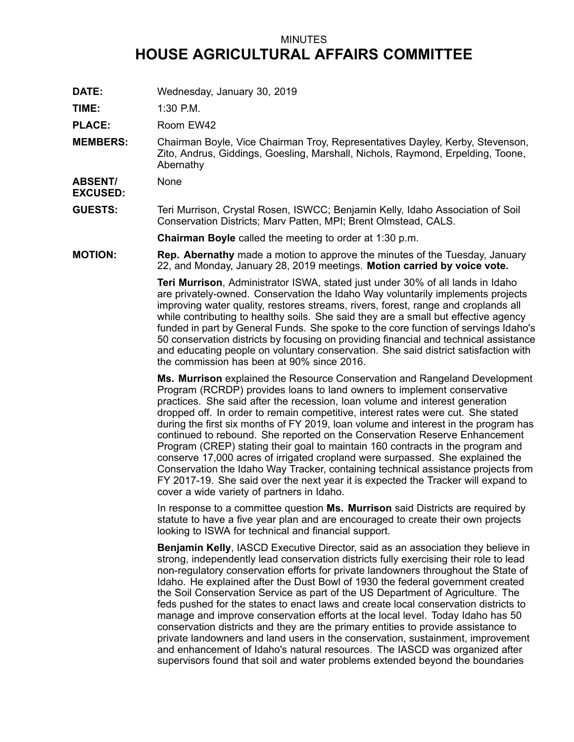MINUTES

# HOUSE AGRICULTURAL AFFAIRS COMMITTEE

**DATE:** Wednesday, January 30, 2019

**TIME:** 1:30 P.M.

**PLACE:** Room EW42

**MEMBERS:** Chairman Boyle, Vice Chairman Troy, Representatives Dayley, Kerby, Stevenson, Zito, Andrus, Giddings, Goesling, Marshall, Nichols, Raymond, Erpelding, Toone, Abernathy

**ABSENT/ EXCUSED:** None

**GUESTS:** Teri Murrison, Crystal Rosen, ISWCC; Benjamin Kelly, Idaho Association of Soil Conservation Districts; Marv Patten, MPI; Brent Olmstead, CALS.

**Chairman Boyle** called the meeting to order at 1:30 p.m.

**MOTION:** **Rep. Abernathy** made a motion to approve the minutes of the Tuesday, January 22, and Monday, January 28, 2019 meetings. **Motion carried by voice vote.**

**Teri Murrison**, Administrator ISWA, stated just under 30% of all lands in Idaho are privately-owned. Conservation the Idaho Way voluntarily implements projects improving water quality, restores streams, rivers, forest, range and croplands all while contributing to healthy soils. She said they are a small but effective agency funded in part by General Funds. She spoke to the core function of servings Idaho's 50 conservation districts by focusing on providing financial and technical assistance and educating people on voluntary conservation. She said district satisfaction with the commission has been at 90% since 2016.

**Ms. Murrison** explained the Resource Conservation and Rangeland Development Program (RCRDP) provides loans to land owners to implement conservative practices. She said after the recession, loan volume and interest generation dropped off. In order to remain competitive, interest rates were cut. She stated during the first six months of FY 2019, loan volume and interest in the program has continued to rebound. She reported on the Conservation Reserve Enhancement Program (CREP) stating their goal to maintain 160 contracts in the program and conserve 17,000 acres of irrigated cropland were surpassed. She explained the Conservation the Idaho Way Tracker, containing technical assistance projects from FY 2017-19. She said over the next year it is expected the Tracker will expand to cover a wide variety of partners in Idaho.

In response to a committee question **Ms. Murrison** said Districts are required by statute to have a five year plan and are encouraged to create their own projects looking to ISWA for technical and financial support.

**Benjamin Kelly**, IASCD Executive Director, said as an association they believe in strong, independently lead conservation districts fully exercising their role to lead non-regulatory conservation efforts for private landowners throughout the State of Idaho. He explained after the Dust Bowl of 1930 the federal government created the Soil Conservation Service as part of the US Department of Agriculture. The feds pushed for the states to enact laws and create local conservation districts to manage and improve conservation efforts at the local level. Today Idaho has 50 conservation districts and they are the primary entities to provide assistance to private landowners and land users in the conservation, sustainment, improvement and enhancement of Idaho's natural resources. The IASCD was organized after supervisors found that soil and water problems extended beyond the boundaries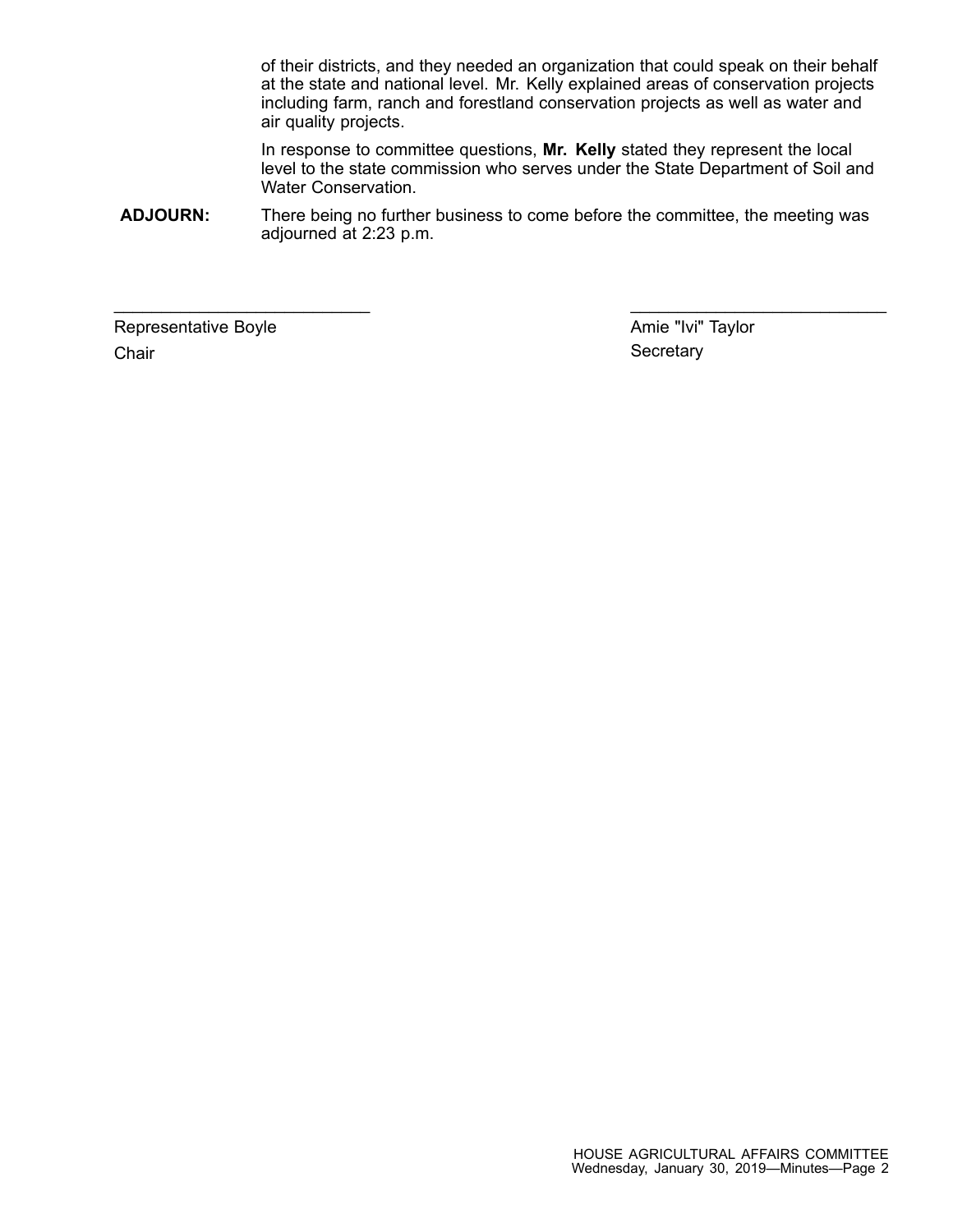of their districts, and they needed an organization that could speak on their behalf at the state and national level. Mr. Kelly explained areas of conservation projects including farm, ranch and forestland conservation projects as well as water and air quality projects.

In response to committee questions, **Mr. Kelly** stated they represent the local level to the state commission who serves under the State Department of Soil and Water Conservation.

**ADJOURN:** There being no further business to come before the committee, the meeting was adjourned at 2:23 p.m.

___________________________
Representative Boyle
Chair

___________________________
Amie "Ivi" Taylor
Secretary